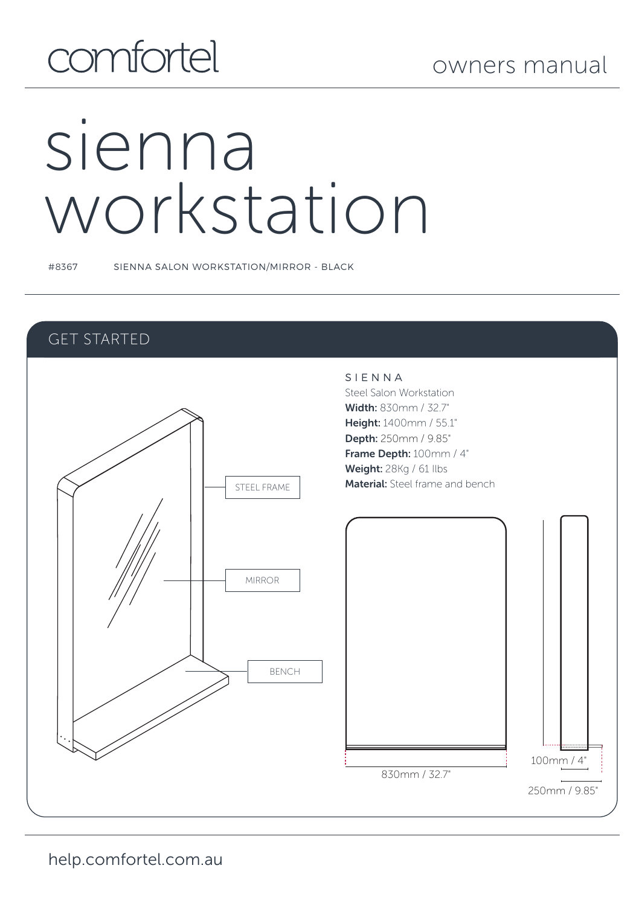comfortel

owners manual

# sienna workstation

#8367 SIENNA SALON WORKSTATION/MIRROR - BLACK

## GET STARTED

STEEL FRAME

MIRROR

BENCH

SIENNA
Steel Salon Workstation
**Width:** 830mm / 32.7"
**Height:** 1400mm / 55.1"
**Depth:** 250mm / 9.85"
**Frame Depth:** 100mm / 4"
**Weight:** 28Kg / 61 llbs
**Material:** Steel frame and bench

830mm / 32.7"

100mm / 4"

250mm / 9.85"

help.comfortel.com.au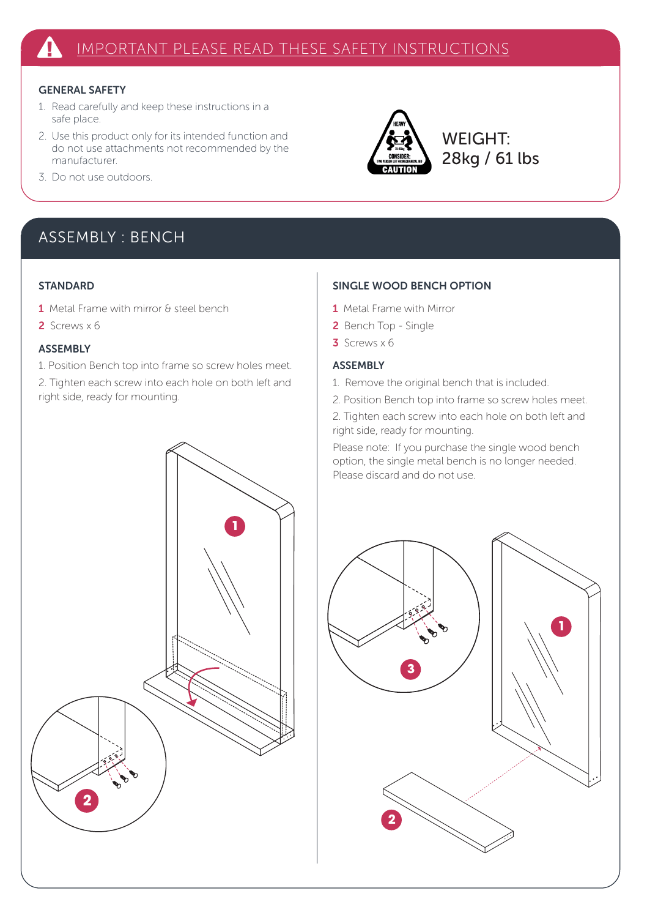# IMPORTANT PLEASE READ THESE SAFETY INSTRUCTIONS

### GENERAL SAFETY

1. Read carefully and keep these instructions in a safe place.
2. Use this product only for its intended function and do not use attachments not recommended by the manufacturer.
3. Do not use outdoors.

WEIGHT:
28kg / 61 lbs

## ASSEMBLY : BENCH

### STANDARD

**1** Metal Frame with mirror & steel bench

**2** Screws x 6

### ASSEMBLY

1. Position Bench top into frame so screw holes meet.
2. Tighten each screw into each hole on both left and right side, ready for mounting.

### SINGLE WOOD BENCH OPTION

**1** Metal Frame with Mirror

**2** Bench Top - Single

**3** Screws x 6

### ASSEMBLY

1. Remove the original bench that is included.
2. Position Bench top into frame so screw holes meet.
2. Tighten each screw into each hole on both left and right side, ready for mounting.

Please note: If you purchase the single wood bench option, the single metal bench is no longer needed. Please discard and do not use.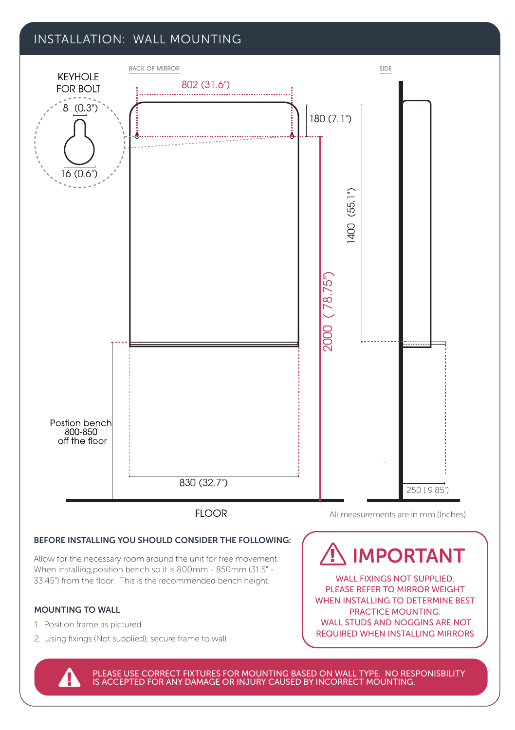## INSTALLATION: WALL MOUNTING

KEYHOLE FOR BOLT

8 (0.3")

16 (0.6")

BACK OF MIRROR

802 (31.6")

180 (7.1")

2000 ( 78.75")

1400 (55.1")

SIDE

Postion bench 800-850 off the floor

830 (32.7")

250 ( 9.85")

FLOOR

All measurements are in mm (Inches).

### BEFORE INSTALLING YOU SHOULD CONSIDER THE FOLLOWING:

Allow for the necessary room around the unit for free movement. When installing,position bench so it is 800mm - 850mm (31.5" - 33.45") from the floor. This is the recommended bench height.

### MOUNTING TO WALL

1. Position frame as pictured
2. Using fixings (Not supplied), secure frame to wall

### ⚠ IMPORTANT

WALL FIXINGS NOT SUPPLIED. PLEASE REFER TO MIRROR WEIGHT WHEN INSTALLING TO DETERMINE BEST PRACTICE MOUNTING. WALL STUDS AND NOGGINS ARE NOT REQUIRED WHEN INSTALLING MIRRORS

PLEASE USE CORRECT FIXTURES FOR MOUNTING BASED ON WALL TYPE. NO RESPONISBILITY IS ACCEPTED FOR ANY DAMAGE OR INJURY CAUSED BY INCORRECT MOUNTING.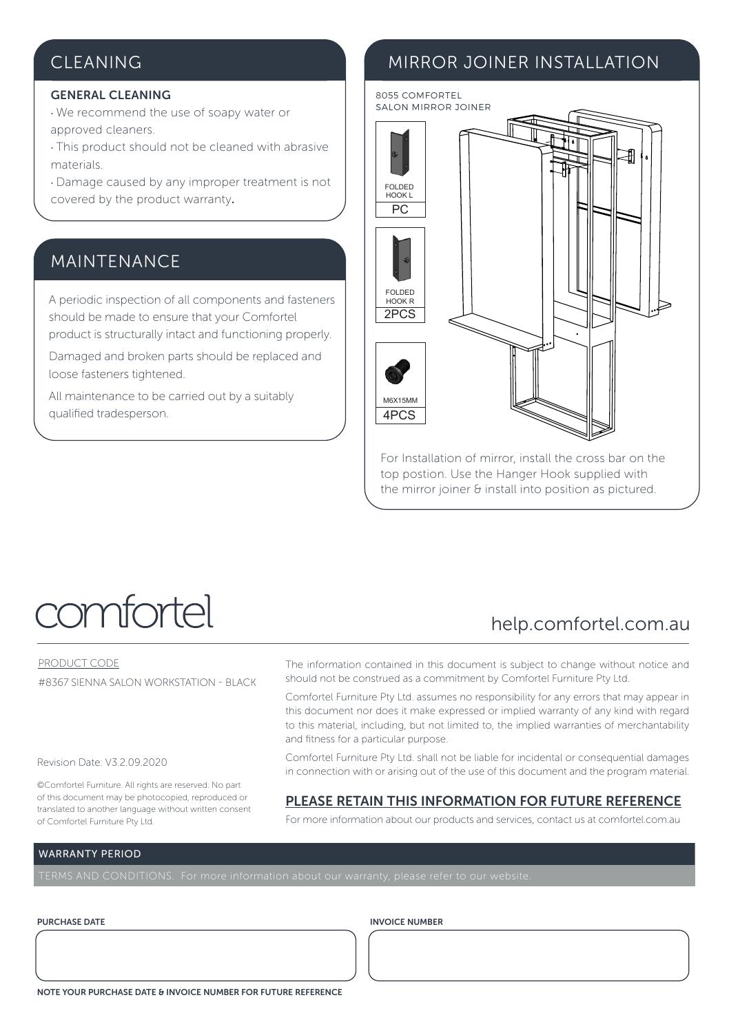## CLEANING

### GENERAL CLEANING

- We recommend the use of soapy water or approved cleaners.
- This product should not be cleaned with abrasive materials.
- Damage caused by any improper treatment is not covered by the product warranty.

## MAINTENANCE

A periodic inspection of all components and fasteners should be made to ensure that your Comfortel product is structurally intact and functioning properly.

Damaged and broken parts should be replaced and loose fasteners tightened.

All maintenance to be carried out by a suitably qualified tradesperson.

## MIRROR JOINER INSTALLATION

8055 COMFORTEL SALON MIRROR JOINER

FOLDED HOOK L
PC

FOLDED HOOK R
2PCS

M6X15MM
4PCS

For Installation of mirror, install the cross bar on the top postion. Use the Hanger Hook supplied with the mirror joiner & install into position as pictured.

comfortel

help.comfortel.com.au

PRODUCT CODE

#8367 SIENNA SALON WORKSTATION - BLACK

Revision Date: V3.2.09.2020

©Comfortel Furniture. All rights are reserved. No part of this document may be photocopied, reproduced or translated to another language without written consent of Comfortel Furniture Pty Ltd.

The information contained in this document is subject to change without notice and should not be construed as a commitment by Comfortel Furniture Pty Ltd.

Comfortel Furniture Pty Ltd. assumes no responsibility for any errors that may appear in this document nor does it make expressed or implied warranty of any kind with regard to this material, including, but not limited to, the implied warranties of merchantability and fitness for a particular purpose.

Comfortel Furniture Pty Ltd. shall not be liable for incidental or consequential damages in connection with or arising out of the use of this document and the program material.

**PLEASE RETAIN THIS INFORMATION FOR FUTURE REFERENCE**

For more information about our products and services, contact us at comfortel.com.au

## WARRANTY PERIOD

TERMS AND CONDITIONS. For more information about our warranty, please refer to our website.

**PURCHASE DATE**

**INVOICE NUMBER**

**NOTE YOUR PURCHASE DATE & INVOICE NUMBER FOR FUTURE REFERENCE**